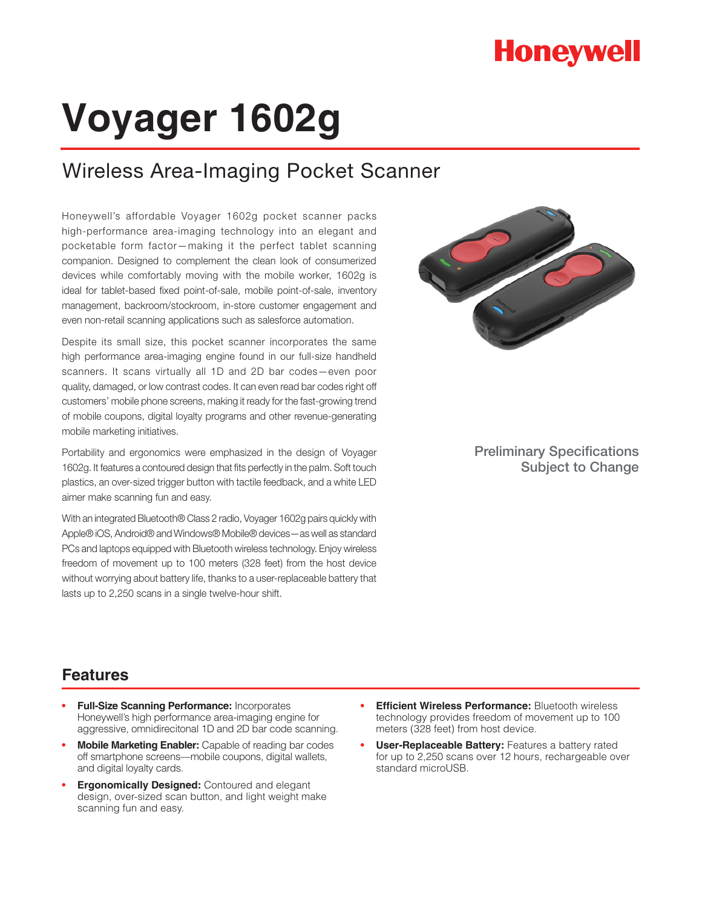Honeywell

# Voyager 1602g

## Wireless Area-Imaging Pocket Scanner

Honeywell's affordable Voyager 1602g pocket scanner packs high-performance area-imaging technology into an elegant and pocketable form factor—making it the perfect tablet scanning companion. Designed to complement the clean look of consumerized devices while comfortably moving with the mobile worker, 1602g is ideal for tablet-based fixed point-of-sale, mobile point-of-sale, inventory management, backroom/stockroom, in-store customer engagement and even non-retail scanning applications such as salesforce automation.

Despite its small size, this pocket scanner incorporates the same high performance area-imaging engine found in our full-size handheld scanners. It scans virtually all 1D and 2D bar codes—even poor quality, damaged, or low contrast codes. It can even read bar codes right off customers' mobile phone screens, making it ready for the fast-growing trend of mobile coupons, digital loyalty programs and other revenue-generating mobile marketing initiatives.

Portability and ergonomics were emphasized in the design of Voyager 1602g. It features a contoured design that fits perfectly in the palm. Soft touch plastics, an over-sized trigger button with tactile feedback, and a white LED aimer make scanning fun and easy.

With an integrated Bluetooth® Class 2 radio, Voyager 1602g pairs quickly with Apple® iOS, Android® and Windows® Mobile® devices—as well as standard PCs and laptops equipped with Bluetooth wireless technology. Enjoy wireless freedom of movement up to 100 meters (328 feet) from the host device without worrying about battery life, thanks to a user-replaceable battery that lasts up to 2,250 scans in a single twelve-hour shift.

Preliminary Specifications
Subject to Change

## Features

- **Full-Size Scanning Performance:** Incorporates Honeywell's high performance area-imaging engine for aggressive, omnidirecitonal 1D and 2D bar code scanning.
- **Mobile Marketing Enabler:** Capable of reading bar codes off smartphone screens—mobile coupons, digital wallets, and digital loyalty cards.
- **Ergonomically Designed:** Contoured and elegant design, over-sized scan button, and light weight make scanning fun and easy.
- **Efficient Wireless Performance:** Bluetooth wireless technology provides freedom of movement up to 100 meters (328 feet) from host device.
- **User-Replaceable Battery:** Features a battery rated for up to 2,250 scans over 12 hours, rechargeable over standard microUSB.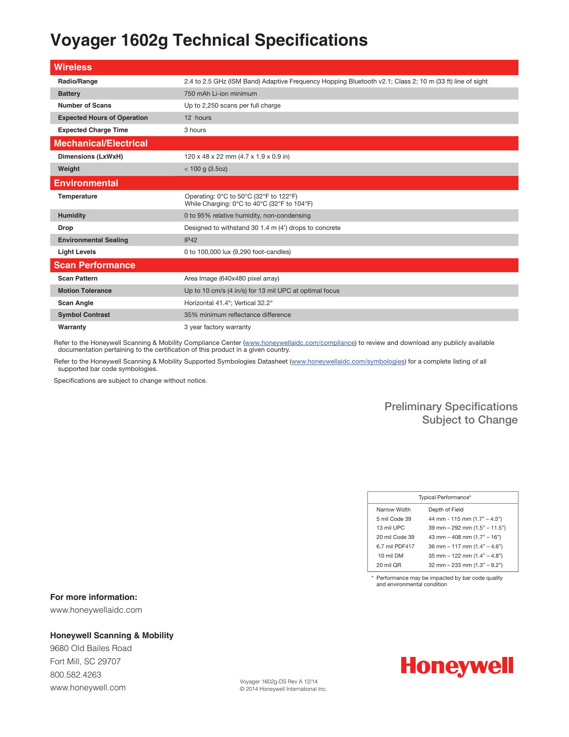# Voyager 1602g Technical Specifications

| | |
|---|---|
| **Wireless** | |
| **Radio/Range** | 2.4 to 2.5 GHz (ISM Band) Adaptive Frequency Hopping Bluetooth v2.1; Class 2; 10 m (33 ft) line of sight |
| **Battery** | 750 mAh Li-ion minimum |
| **Number of Scans** | Up to 2,250 scans per full charge |
| **Expected Hours of Operation** | 12 hours |
| **Expected Charge Time** | 3 hours |
| **Mechanical/Electrical** | |
| **Dimensions (LxWxH)** | 120 x 48 x 22 mm (4.7 x 1.9 x 0.9 in) |
| **Weight** | < 100 g (3.5oz) |
| **Environmental** | |
| **Temperature** | Operating: 0°C to 50°C (32°F to 122°F)<br>While Charging: 0°C to 40°C (32°F to 104°F) |
| **Humidity** | 0 to 95% relative humidity, non-condensing |
| **Drop** | Designed to withstand 30 1.4 m (4') drops to concrete |
| **Environmental Sealing** | IP42 |
| **Light Levels** | 0 to 100,000 lux (9,290 foot-candles) |
| **Scan Performance** | |
| **Scan Pattern** | Area Image (640x480 pixel array) |
| **Motion Tolerance** | Up to 10 cm/s (4 in/s) for 13 mil UPC at optimal focus |
| **Scan Angle** | Horizontal 41.4°; Vertical 32.2° |
| **Symbol Contrast** | 35% minimum reflectance difference |
| **Warranty** | 3 year factory warranty |

Refer to the Honeywell Scanning & Mobility Compliance Center (www.honeywellaidc.com/compliance) to review and download any publicly available documentation pertaining to the certification of this product in a given country.

Refer to the Honeywell Scanning & Mobility Supported Symbologies Datasheet (www.honeywellaidc.com/symbologies) for a complete listing of all supported bar code symbologies.

Specifications are subject to change without notice.

Preliminary Specifications
Subject to Change

Typical Performance*

| Narrow Width | Depth of Field |
|---|---|
| 5 mil Code 39 | 44 mm - 115 mm (1.7" – 4.5") |
| 13 mil UPC | 39 mm – 292 mm (1.5" – 11.5") |
| 20 mil Code 39 | 43 mm – 408 mm (1.7" – 16") |
| 6.7 mil PDF417 | 36 mm – 117 mm (1.4" – 4.6") |
| 10 mil DM | 35 mm – 122 mm (1.4" – 4.8") |
| 20 mil QR | 32 mm – 233 mm (1.3" – 9.2") |

\* Performance may be impacted by bar code quality and environmental condition

**For more information:**

www.honeywellaidc.com

**Honeywell Scanning & Mobility**

9680 Old Bailes Road
Fort Mill, SC 29707
800.582.4263
www.honeywell.com

Voyager 1602g-DS Rev A 12/14
© 2014 Honeywell International Inc.

Honeywell